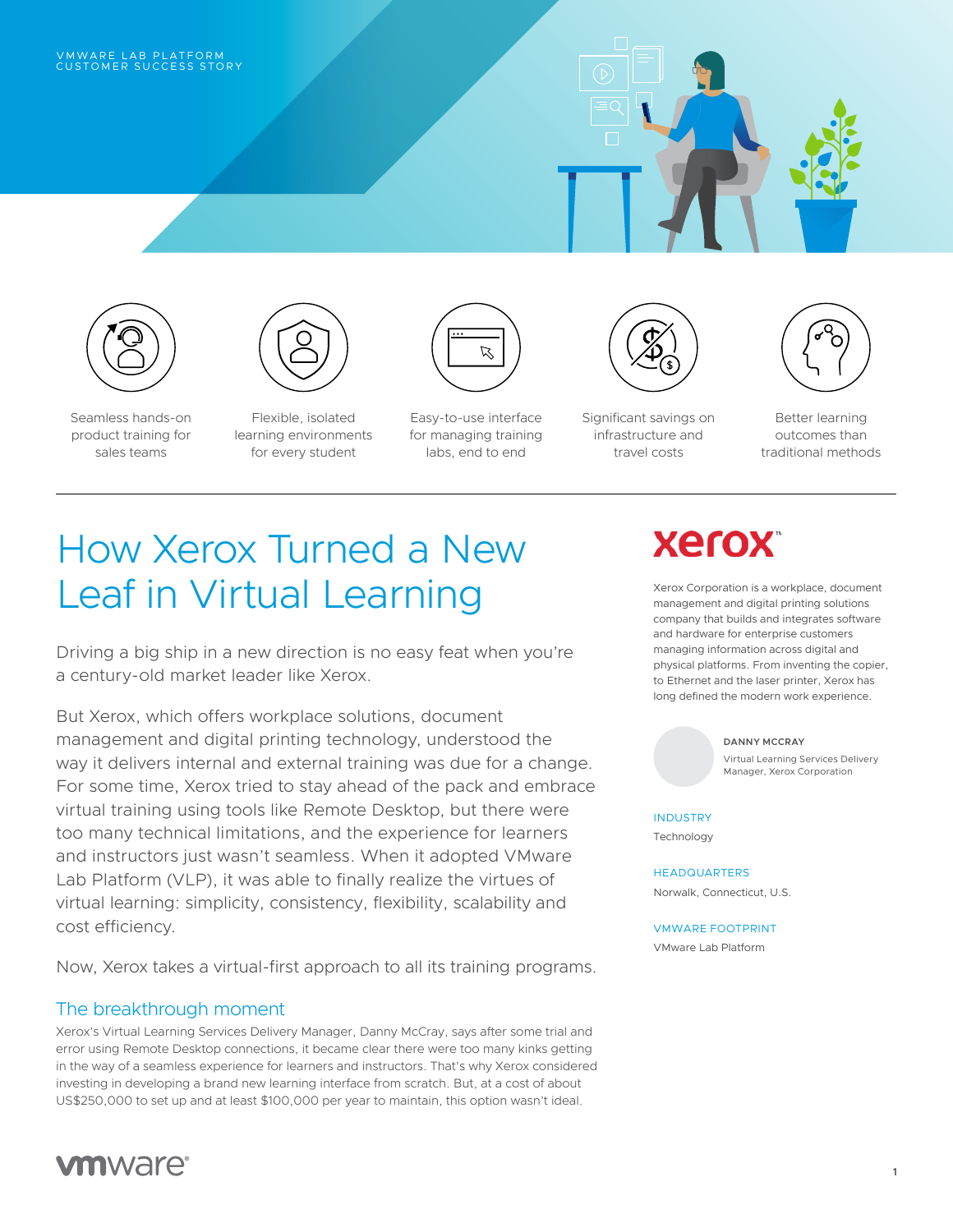VMWARE LAB PLATFORM
CUSTOMER SUCCESS STORY

- Seamless hands-on product training for sales teams
- Flexible, isolated learning environments for every student
- Easy-to-use interface for managing training labs, end to end
- Significant savings on infrastructure and travel costs
- Better learning outcomes than traditional methods

# How Xerox Turned a New Leaf in Virtual Learning

Driving a big ship in a new direction is no easy feat when you're a century-old market leader like Xerox.

But Xerox, which offers workplace solutions, document management and digital printing technology, understood the way it delivers internal and external training was due for a change. For some time, Xerox tried to stay ahead of the pack and embrace virtual training using tools like Remote Desktop, but there were too many technical limitations, and the experience for learners and instructors just wasn't seamless. When it adopted VMware Lab Platform (VLP), it was able to finally realize the virtues of virtual learning: simplicity, consistency, flexibility, scalability and cost efficiency.

Now, Xerox takes a virtual-first approach to all its training programs.

## The breakthrough moment

Xerox's Virtual Learning Services Delivery Manager, Danny McCray, says after some trial and error using Remote Desktop connections, it became clear there were too many kinks getting in the way of a seamless experience for learners and instructors. That's why Xerox considered investing in developing a brand new learning interface from scratch. But, at a cost of about US$250,000 to set up and at least $100,000 per year to maintain, this option wasn't ideal.

**xerox™**

Xerox Corporation is a workplace, document management and digital printing solutions company that builds and integrates software and hardware for enterprise customers managing information across digital and physical platforms. From inventing the copier, to Ethernet and the laser printer, Xerox has long defined the modern work experience.

**DANNY MCCRAY**
Virtual Learning Services Delivery Manager, Xerox Corporation

**INDUSTRY**
Technology

**HEADQUARTERS**
Norwalk, Connecticut, U.S.

**VMWARE FOOTPRINT**
VMware Lab Platform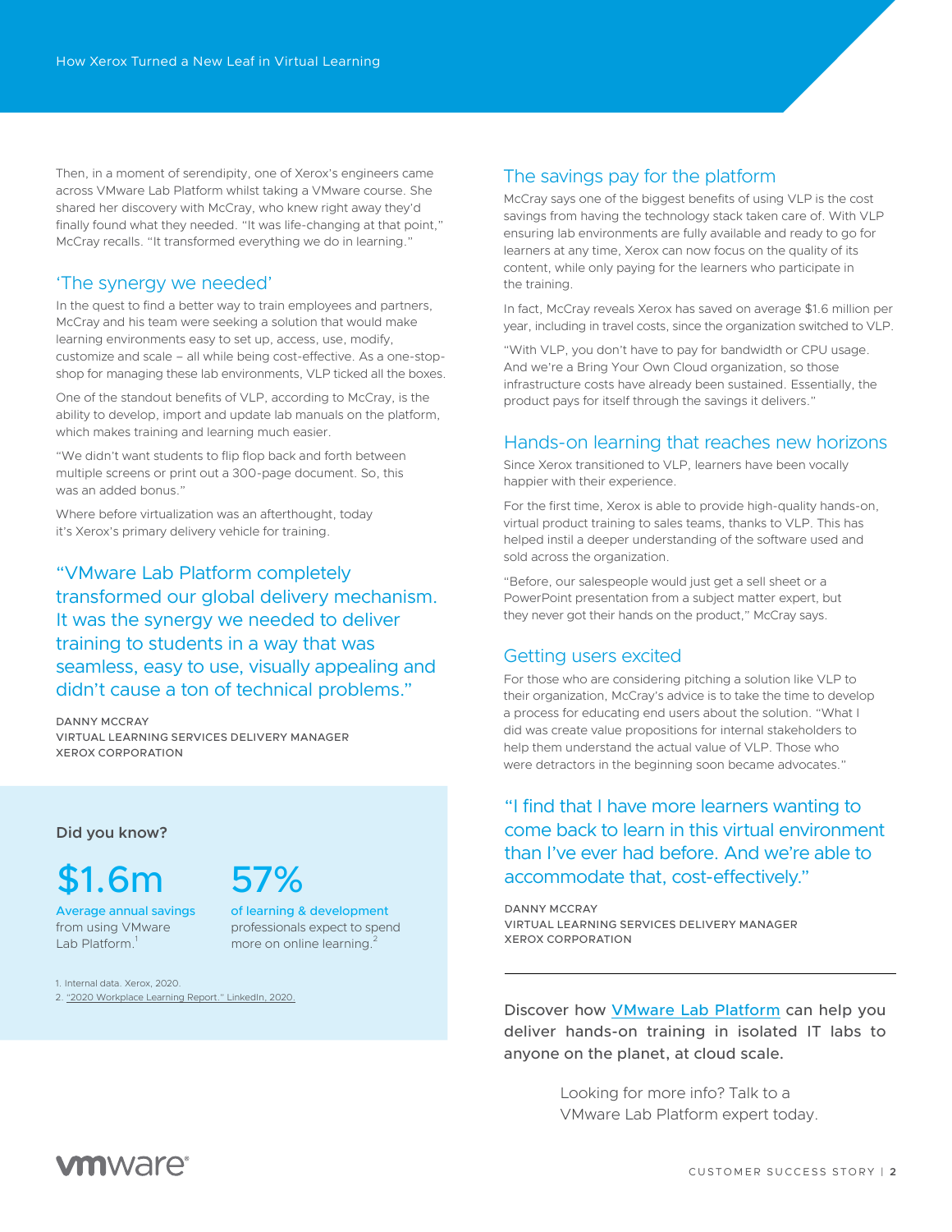Then, in a moment of serendipity, one of Xerox's engineers came across VMware Lab Platform whilst taking a VMware course. She shared her discovery with McCray, who knew right away they'd finally found what they needed. "It was life-changing at that point," McCray recalls. "It transformed everything we do in learning."

## 'The synergy we needed'

In the quest to find a better way to train employees and partners, McCray and his team were seeking a solution that would make learning environments easy to set up, access, use, modify, customize and scale – all while being cost-effective. As a one-stop-shop for managing these lab environments, VLP ticked all the boxes.

One of the standout benefits of VLP, according to McCray, is the ability to develop, import and update lab manuals on the platform, which makes training and learning much easier.

"We didn't want students to flip flop back and forth between multiple screens or print out a 300-page document. So, this was an added bonus."

Where before virtualization was an afterthought, today it's Xerox's primary delivery vehicle for training.

> "VMware Lab Platform completely transformed our global delivery mechanism. It was the synergy we needed to deliver training to students in a way that was seamless, easy to use, visually appealing and didn't cause a ton of technical problems."
>
> DANNY MCCRAY
> VIRTUAL LEARNING SERVICES DELIVERY MANAGER
> XEROX CORPORATION

### Did you know?

**$1.6m**

Average annual savings from using VMware Lab Platform.[1]

**57%**

of learning & development professionals expect to spend more on online learning.[2]

1. Internal data. Xerox, 2020.
2. "2020 Workplace Learning Report." LinkedIn, 2020.

## The savings pay for the platform

McCray says one of the biggest benefits of using VLP is the cost savings from having the technology stack taken care of. With VLP ensuring lab environments are fully available and ready to go for learners at any time, Xerox can now focus on the quality of its content, while only paying for the learners who participate in the training.

In fact, McCray reveals Xerox has saved on average $1.6 million per year, including in travel costs, since the organization switched to VLP.

"With VLP, you don't have to pay for bandwidth or CPU usage. And we're a Bring Your Own Cloud organization, so those infrastructure costs have already been sustained. Essentially, the product pays for itself through the savings it delivers."

## Hands-on learning that reaches new horizons

Since Xerox transitioned to VLP, learners have been vocally happier with their experience.

For the first time, Xerox is able to provide high-quality hands-on, virtual product training to sales teams, thanks to VLP. This has helped instil a deeper understanding of the software used and sold across the organization.

"Before, our salespeople would just get a sell sheet or a PowerPoint presentation from a subject matter expert, but they never got their hands on the product," McCray says.

## Getting users excited

For those who are considering pitching a solution like VLP to their organization, McCray's advice is to take the time to develop a process for educating end users about the solution. "What I did was create value propositions for internal stakeholders to help them understand the actual value of VLP. Those who were detractors in the beginning soon became advocates."

> "I find that I have more learners wanting to come back to learn in this virtual environment than I've ever had before. And we're able to accommodate that, cost-effectively."
>
> DANNY MCCRAY
> VIRTUAL LEARNING SERVICES DELIVERY MANAGER
> XEROX CORPORATION

---

Discover how VMware Lab Platform can help you deliver hands-on training in isolated IT labs to anyone on the planet, at cloud scale.

Looking for more info? Talk to a VMware Lab Platform expert today.